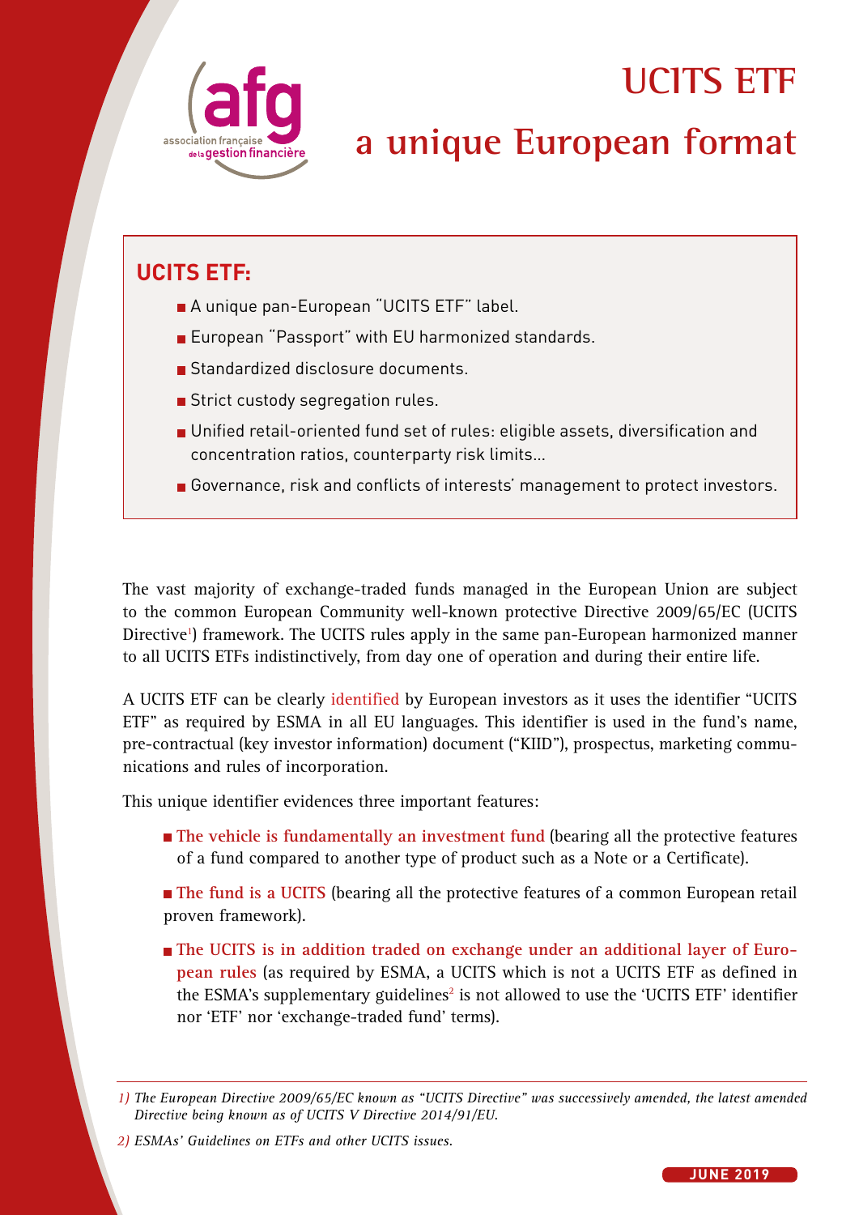# UCITS ETF

# a unique European format

## UCITS ETF:

- A unique pan-European "UCITS ETF" label.
- European "Passport" with EU harmonized standards.
- Standardized disclosure documents.
- Strict custody segregation rules.
- Unified retail-oriented fund set of rules: eligible assets, diversification and concentration ratios, counterparty risk limits…
- Governance, risk and conflicts of interests' management to protect investors.

The vast majority of exchange-traded funds managed in the European Union are subject to the common European Community well-known protective Directive 2009/65/EC (UCITS Directive[1]) framework. The UCITS rules apply in the same pan-European harmonized manner to all UCITS ETFs indistinctively, from day one of operation and during their entire life.

A UCITS ETF can be clearly identified by European investors as it uses the identifier "UCITS ETF" as required by ESMA in all EU languages. This identifier is used in the fund's name, pre-contractual (key investor information) document ("KIID"), prospectus, marketing communications and rules of incorporation.

This unique identifier evidences three important features:

- **The vehicle is fundamentally an investment fund** (bearing all the protective features of a fund compared to another type of product such as a Note or a Certificate).
- **The fund is a UCITS** (bearing all the protective features of a common European retail proven framework).
- **The UCITS is in addition traded on exchange under an additional layer of European rules** (as required by ESMA, a UCITS which is not a UCITS ETF as defined in the ESMA's supplementary guidelines[2] is not allowed to use the 'UCITS ETF' identifier nor 'ETF' nor 'exchange-traded fund' terms).

*1) The European Directive 2009/65/EC known as "UCITS Directive" was successively amended, the latest amended Directive being known as of UCITS V Directive 2014/91/EU.*

*2) ESMAs' Guidelines on ETFs and other UCITS issues.*

JUNE 2019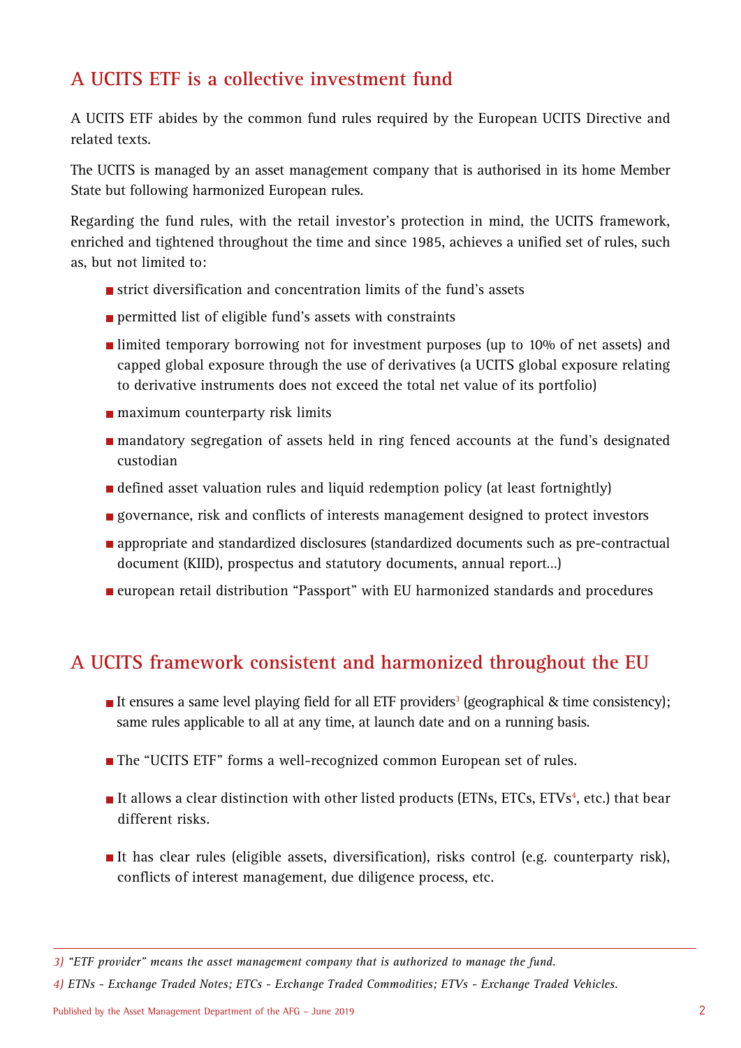## A UCITS ETF is a collective investment fund

A UCITS ETF abides by the common fund rules required by the European UCITS Directive and related texts.

The UCITS is managed by an asset management company that is authorised in its home Member State but following harmonized European rules.

Regarding the fund rules, with the retail investor's protection in mind, the UCITS framework, enriched and tightened throughout the time and since 1985, achieves a unified set of rules, such as, but not limited to:

- strict diversification and concentration limits of the fund's assets
- permitted list of eligible fund's assets with constraints
- limited temporary borrowing not for investment purposes (up to 10% of net assets) and capped global exposure through the use of derivatives (a UCITS global exposure relating to derivative instruments does not exceed the total net value of its portfolio)
- maximum counterparty risk limits
- mandatory segregation of assets held in ring fenced accounts at the fund's designated custodian
- defined asset valuation rules and liquid redemption policy (at least fortnightly)
- governance, risk and conflicts of interests management designed to protect investors
- appropriate and standardized disclosures (standardized documents such as pre-contractual document (KIID), prospectus and statutory documents, annual report...)
- european retail distribution "Passport" with EU harmonized standards and procedures

## A UCITS framework consistent and harmonized throughout the EU

- It ensures a same level playing field for all ETF providers[3] (geographical & time consistency); same rules applicable to all at any time, at launch date and on a running basis.
- The "UCITS ETF" forms a well-recognized common European set of rules.
- It allows a clear distinction with other listed products (ETNs, ETCs, ETVs[4], etc.) that bear different risks.
- It has clear rules (eligible assets, diversification), risks control (e.g. counterparty risk), conflicts of interest management, due diligence process, etc.

---

*3) "ETF provider" means the asset management company that is authorized to manage the fund.*

*4) ETNs - Exchange Traded Notes; ETCs - Exchange Traded Commodities; ETVs - Exchange Traded Vehicles.*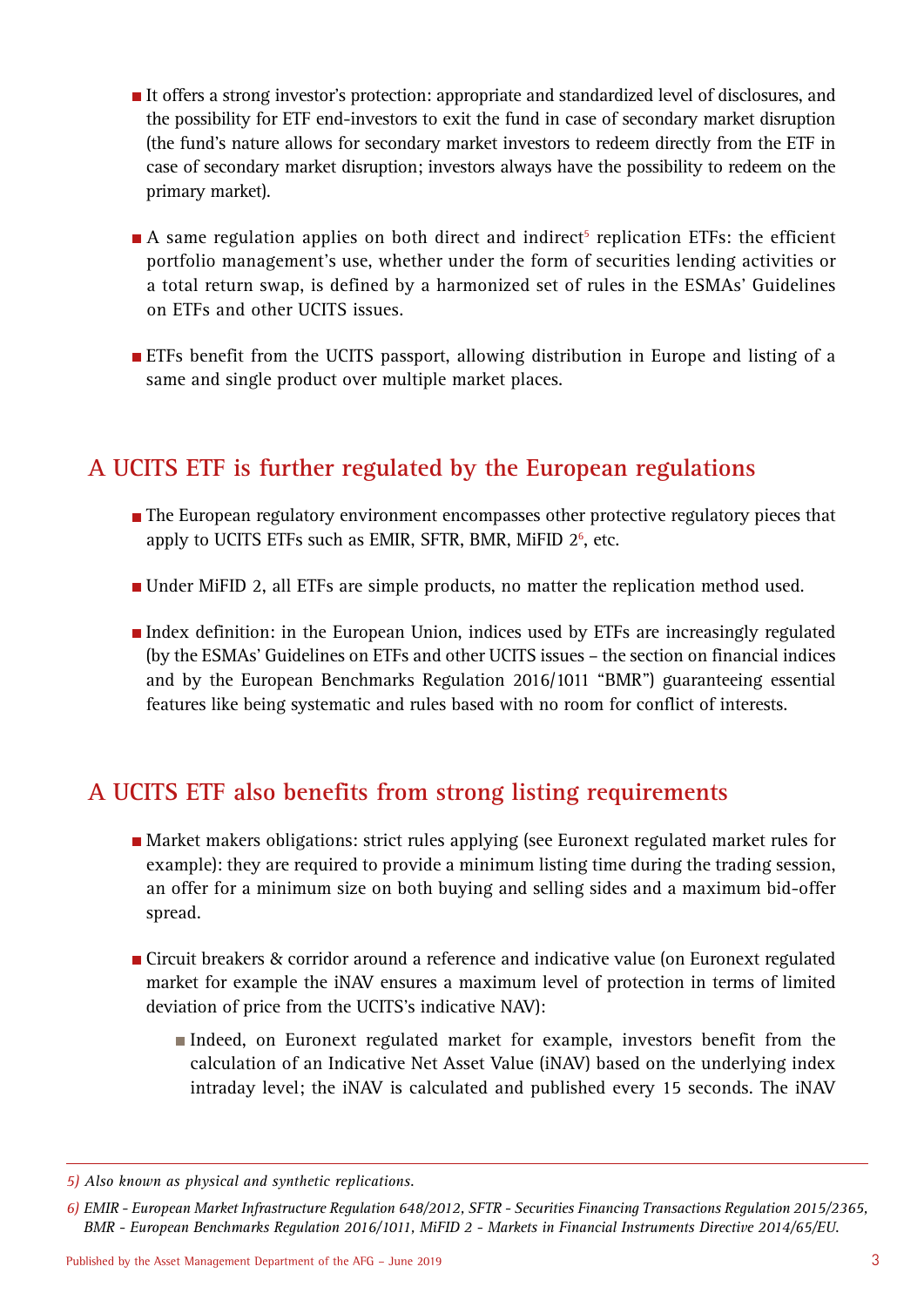- It offers a strong investor's protection: appropriate and standardized level of disclosures, and the possibility for ETF end-investors to exit the fund in case of secondary market disruption (the fund's nature allows for secondary market investors to redeem directly from the ETF in case of secondary market disruption; investors always have the possibility to redeem on the primary market).

- A same regulation applies on both direct and indirect[5] replication ETFs: the efficient portfolio management's use, whether under the form of securities lending activities or a total return swap, is defined by a harmonized set of rules in the ESMAs' Guidelines on ETFs and other UCITS issues.

- ETFs benefit from the UCITS passport, allowing distribution in Europe and listing of a same and single product over multiple market places.

## A UCITS ETF is further regulated by the European regulations

- The European regulatory environment encompasses other protective regulatory pieces that apply to UCITS ETFs such as EMIR, SFTR, BMR, MiFID 2[6], etc.

- Under MiFID 2, all ETFs are simple products, no matter the replication method used.

- Index definition: in the European Union, indices used by ETFs are increasingly regulated (by the ESMAs' Guidelines on ETFs and other UCITS issues – the section on financial indices and by the European Benchmarks Regulation 2016/1011 "BMR") guaranteeing essential features like being systematic and rules based with no room for conflict of interests.

## A UCITS ETF also benefits from strong listing requirements

- Market makers obligations: strict rules applying (see Euronext regulated market rules for example): they are required to provide a minimum listing time during the trading session, an offer for a minimum size on both buying and selling sides and a maximum bid-offer spread.

- Circuit breakers & corridor around a reference and indicative value (on Euronext regulated market for example the iNAV ensures a maximum level of protection in terms of limited deviation of price from the UCITS's indicative NAV):
  - Indeed, on Euronext regulated market for example, investors benefit from the calculation of an Indicative Net Asset Value (iNAV) based on the underlying index intraday level; the iNAV is calculated and published every 15 seconds. The iNAV

---

*5) Also known as physical and synthetic replications.*

*6) EMIR - European Market Infrastructure Regulation 648/2012, SFTR - Securities Financing Transactions Regulation 2015/2365, BMR - European Benchmarks Regulation 2016/1011, MiFID 2 - Markets in Financial Instruments Directive 2014/65/EU.*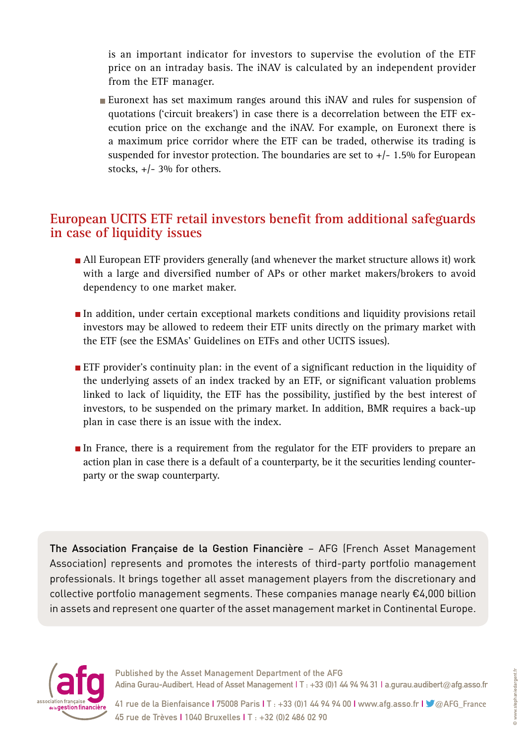is an important indicator for investors to supervise the evolution of the ETF price on an intraday basis. The iNAV is calculated by an independent provider from the ETF manager.

- Euronext has set maximum ranges around this iNAV and rules for suspension of quotations ('circuit breakers') in case there is a decorrelation between the ETF execution price on the exchange and the iNAV. For example, on Euronext there is a maximum price corridor where the ETF can be traded, otherwise its trading is suspended for investor protection. The boundaries are set to +/- 1.5% for European stocks, +/- 3% for others.

## European UCITS ETF retail investors benefit from additional safeguards in case of liquidity issues

- All European ETF providers generally (and whenever the market structure allows it) work with a large and diversified number of APs or other market makers/brokers to avoid dependency to one market maker.

- In addition, under certain exceptional markets conditions and liquidity provisions retail investors may be allowed to redeem their ETF units directly on the primary market with the ETF (see the ESMAs' Guidelines on ETFs and other UCITS issues).

- ETF provider's continuity plan: in the event of a significant reduction in the liquidity of the underlying assets of an index tracked by an ETF, or significant valuation problems linked to lack of liquidity, the ETF has the possibility, justified by the best interest of investors, to be suspended on the primary market. In addition, BMR requires a back-up plan in case there is an issue with the index.

- In France, there is a requirement from the regulator for the ETF providers to prepare an action plan in case there is a default of a counterparty, be it the securities lending counterparty or the swap counterparty.

**The Association Française de la Gestion Financière** – AFG (French Asset Management Association) represents and promotes the interests of third-party portfolio management professionals. It brings together all asset management players from the discretionary and collective portfolio management segments. These companies manage nearly €4,000 billion in assets and represent one quarter of the asset management market in Continental Europe.

afg – association française de la gestion financière

Published by the Asset Management Department of the AFG
Adina Gurau-Audibert, Head of Asset Management | T : +33 (0)1 44 94 94 31 | a.gurau.audibert@afg.asso.fr

41 rue de la Bienfaisance | 75008 Paris | T : +33 (0)1 44 94 94 00 | www.afg.asso.fr | @AFG_France
45 rue de Trèves | 1040 Bruxelles | T : +32 (0)2 486 02 90